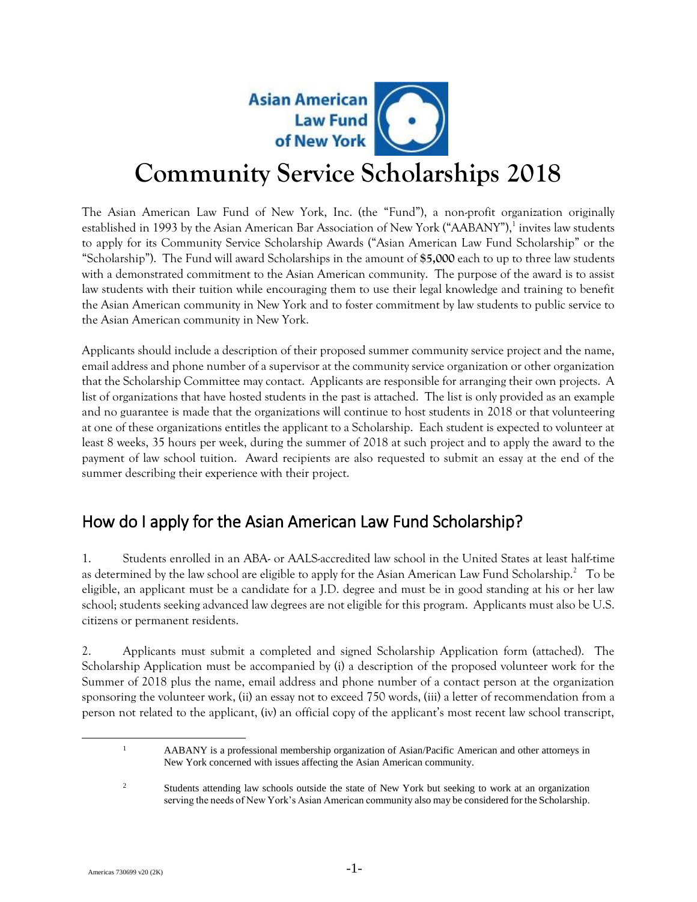Asian American Law Fund of New York

# Community Service Scholarships 2018

The Asian American Law Fund of New York, Inc. (the "Fund"), a non-profit organization originally established in 1993 by the Asian American Bar Association of New York ("AABANY"),[1] invites law students to apply for its Community Service Scholarship Awards ("Asian American Law Fund Scholarship" or the "Scholarship"). The Fund will award Scholarships in the amount of **$5,000** each to up to three law students with a demonstrated commitment to the Asian American community. The purpose of the award is to assist law students with their tuition while encouraging them to use their legal knowledge and training to benefit the Asian American community in New York and to foster commitment by law students to public service to the Asian American community in New York.

Applicants should include a description of their proposed summer community service project and the name, email address and phone number of a supervisor at the community service organization or other organization that the Scholarship Committee may contact. Applicants are responsible for arranging their own projects. A list of organizations that have hosted students in the past is attached. The list is only provided as an example and no guarantee is made that the organizations will continue to host students in 2018 or that volunteering at one of these organizations entitles the applicant to a Scholarship. Each student is expected to volunteer at least 8 weeks, 35 hours per week, during the summer of 2018 at such project and to apply the award to the payment of law school tuition. Award recipients are also requested to submit an essay at the end of the summer describing their experience with their project.

## How do I apply for the Asian American Law Fund Scholarship?

1. Students enrolled in an ABA- or AALS-accredited law school in the United States at least half-time as determined by the law school are eligible to apply for the Asian American Law Fund Scholarship.[2] To be eligible, an applicant must be a candidate for a J.D. degree and must be in good standing at his or her law school; students seeking advanced law degrees are not eligible for this program. Applicants must also be U.S. citizens or permanent residents.

2. Applicants must submit a completed and signed Scholarship Application form (attached). The Scholarship Application must be accompanied by (i) a description of the proposed volunteer work for the Summer of 2018 plus the name, email address and phone number of a contact person at the organization sponsoring the volunteer work, (ii) an essay not to exceed 750 words, (iii) a letter of recommendation from a person not related to the applicant, (iv) an official copy of the applicant's most recent law school transcript,

---

[1] AABANY is a professional membership organization of Asian/Pacific American and other attorneys in New York concerned with issues affecting the Asian American community.

[2] Students attending law schools outside the state of New York but seeking to work at an organization serving the needs of New York's Asian American community also may be considered for the Scholarship.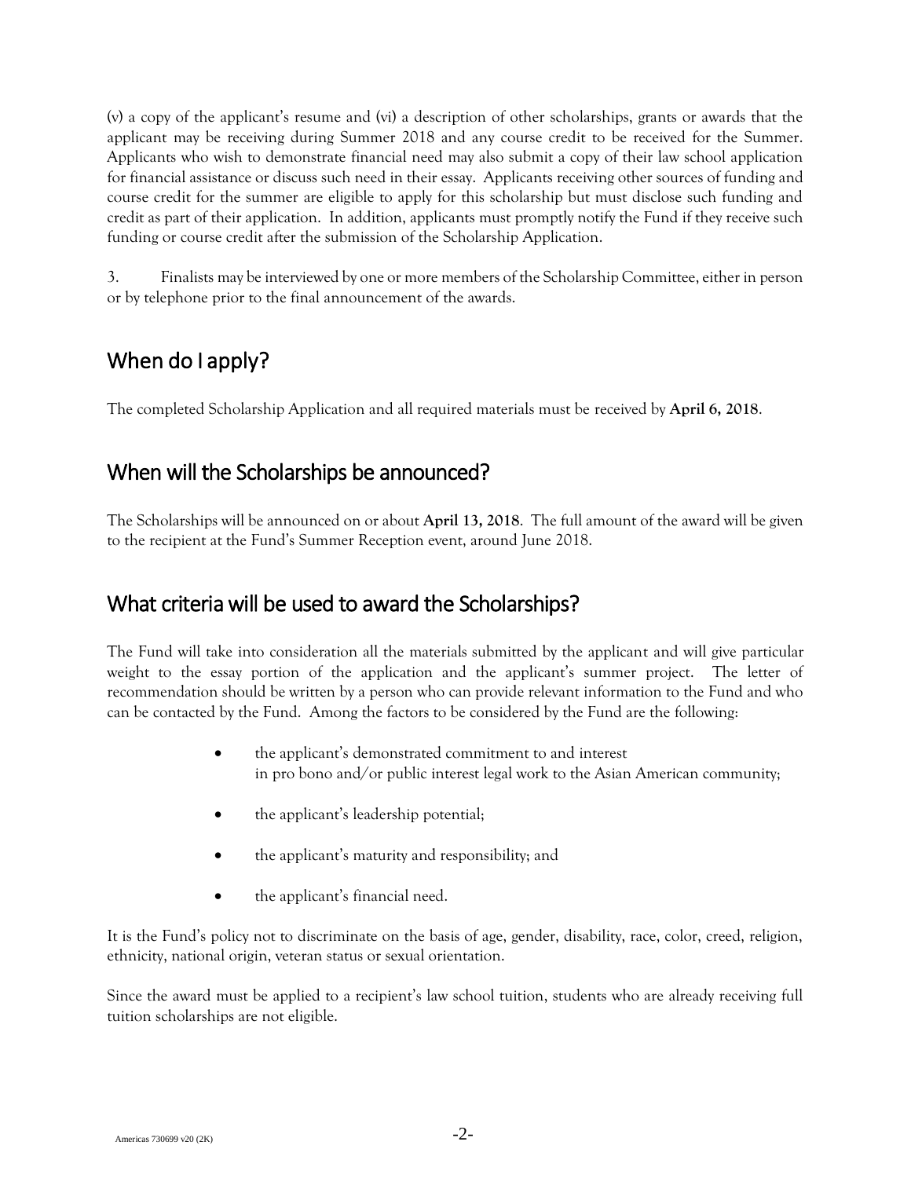(v) a copy of the applicant's resume and (vi) a description of other scholarships, grants or awards that the applicant may be receiving during Summer 2018 and any course credit to be received for the Summer. Applicants who wish to demonstrate financial need may also submit a copy of their law school application for financial assistance or discuss such need in their essay. Applicants receiving other sources of funding and course credit for the summer are eligible to apply for this scholarship but must disclose such funding and credit as part of their application. In addition, applicants must promptly notify the Fund if they receive such funding or course credit after the submission of the Scholarship Application.

3. Finalists may be interviewed by one or more members of the Scholarship Committee, either in person or by telephone prior to the final announcement of the awards.

## When do I apply?

The completed Scholarship Application and all required materials must be received by **April 6, 2018**.

## When will the Scholarships be announced?

The Scholarships will be announced on or about **April 13, 2018**. The full amount of the award will be given to the recipient at the Fund's Summer Reception event, around June 2018.

## What criteria will be used to award the Scholarships?

The Fund will take into consideration all the materials submitted by the applicant and will give particular weight to the essay portion of the application and the applicant's summer project. The letter of recommendation should be written by a person who can provide relevant information to the Fund and who can be contacted by the Fund. Among the factors to be considered by the Fund are the following:

- the applicant's demonstrated commitment to and interest in pro bono and/or public interest legal work to the Asian American community;
- the applicant's leadership potential;
- the applicant's maturity and responsibility; and
- the applicant's financial need.

It is the Fund's policy not to discriminate on the basis of age, gender, disability, race, color, creed, religion, ethnicity, national origin, veteran status or sexual orientation.

Since the award must be applied to a recipient's law school tuition, students who are already receiving full tuition scholarships are not eligible.

Americas 730699 v20 (2K)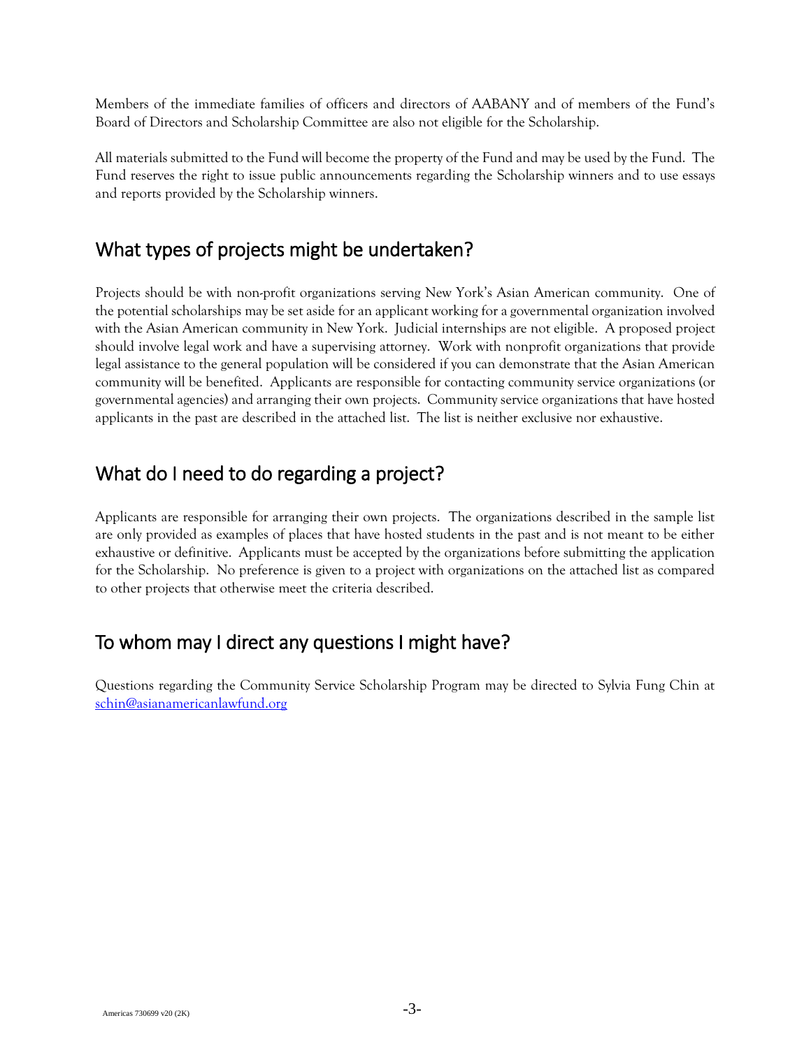Members of the immediate families of officers and directors of AABANY and of members of the Fund's Board of Directors and Scholarship Committee are also not eligible for the Scholarship.

All materials submitted to the Fund will become the property of the Fund and may be used by the Fund. The Fund reserves the right to issue public announcements regarding the Scholarship winners and to use essays and reports provided by the Scholarship winners.

## What types of projects might be undertaken?

Projects should be with non-profit organizations serving New York's Asian American community. One of the potential scholarships may be set aside for an applicant working for a governmental organization involved with the Asian American community in New York. Judicial internships are not eligible. A proposed project should involve legal work and have a supervising attorney. Work with nonprofit organizations that provide legal assistance to the general population will be considered if you can demonstrate that the Asian American community will be benefited. Applicants are responsible for contacting community service organizations (or governmental agencies) and arranging their own projects. Community service organizations that have hosted applicants in the past are described in the attached list. The list is neither exclusive nor exhaustive.

## What do I need to do regarding a project?

Applicants are responsible for arranging their own projects. The organizations described in the sample list are only provided as examples of places that have hosted students in the past and is not meant to be either exhaustive or definitive. Applicants must be accepted by the organizations before submitting the application for the Scholarship. No preference is given to a project with organizations on the attached list as compared to other projects that otherwise meet the criteria described.

## To whom may I direct any questions I might have?

Questions regarding the Community Service Scholarship Program may be directed to Sylvia Fung Chin at [schin@asianamericanlawfund.org](mailto:schin@asianamericanlawfund.org)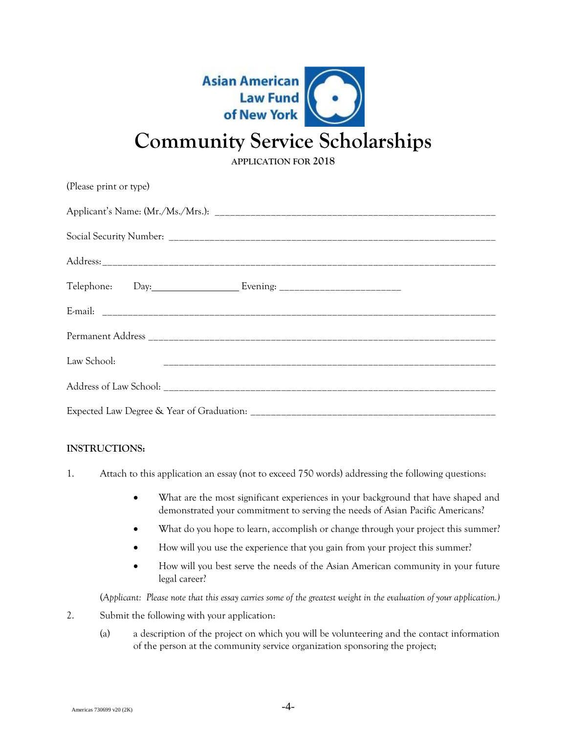Asian American Law Fund of New York

# Community Service Scholarships

APPLICATION FOR 2018

(Please print or type)

Applicant's Name: (Mr./Ms./Mrs.): ____________________________________________________

Social Security Number: ____________________________________________________________

Address: _________________________________________________________________________

Telephone: Day: _________________ Evening: ________________________

E-mail: __________________________________________________________________________

Permanent Address _________________________________________________________________

Law School: ______________________________________________________________________

Address of Law School: _____________________________________________________________

Expected Law Degree & Year of Graduation: _____________________________________________

**INSTRUCTIONS:**

1. Attach to this application an essay (not to exceed 750 words) addressing the following questions:

   - What are the most significant experiences in your background that have shaped and demonstrated your commitment to serving the needs of Asian Pacific Americans?
   - What do you hope to learn, accomplish or change through your project this summer?
   - How will you use the experience that you gain from your project this summer?
   - How will you best serve the needs of the Asian American community in your future legal career?

   (*Applicant: Please note that this essay carries some of the greatest weight in the evaluation of your application.)*

2. Submit the following with your application:

   (a) a description of the project on which you will be volunteering and the contact information of the person at the community service organization sponsoring the project;

Americas 730699 v20 (2K)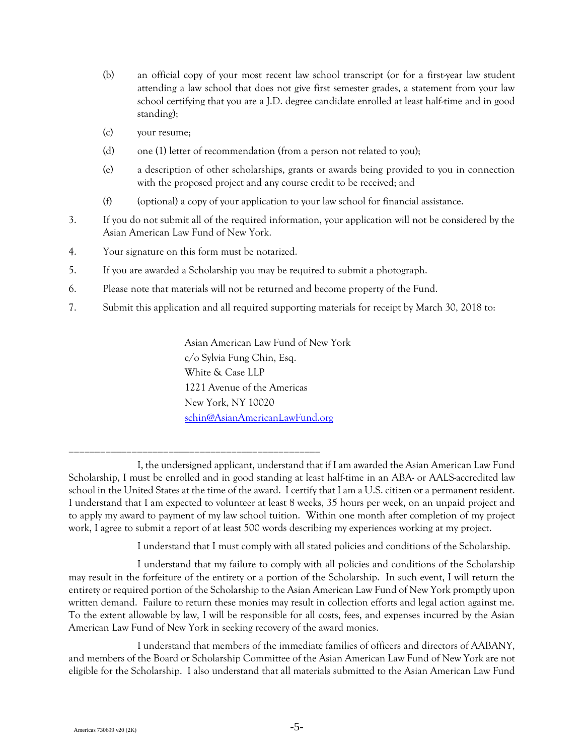(b) an official copy of your most recent law school transcript (or for a first-year law student attending a law school that does not give first semester grades, a statement from your law school certifying that you are a J.D. degree candidate enrolled at least half-time and in good standing);

(c) your resume;

(d) one (1) letter of recommendation (from a person not related to you);

(e) a description of other scholarships, grants or awards being provided to you in connection with the proposed project and any course credit to be received; and

(f) (optional) a copy of your application to your law school for financial assistance.

3. If you do not submit all of the required information, your application will not be considered by the Asian American Law Fund of New York.

4. Your signature on this form must be notarized.

5. If you are awarded a Scholarship you may be required to submit a photograph.

6. Please note that materials will not be returned and become property of the Fund.

7. Submit this application and all required supporting materials for receipt by March 30, 2018 to:

   Asian American Law Fund of New York
   c/o Sylvia Fung Chin, Esq.
   White & Case LLP
   1221 Avenue of the Americas
   New York, NY 10020
   schin@AsianAmericanLawFund.org

---

I, the undersigned applicant, understand that if I am awarded the Asian American Law Fund Scholarship, I must be enrolled and in good standing at least half-time in an ABA- or AALS-accredited law school in the United States at the time of the award. I certify that I am a U.S. citizen or a permanent resident. I understand that I am expected to volunteer at least 8 weeks, 35 hours per week, on an unpaid project and to apply my award to payment of my law school tuition. Within one month after completion of my project work, I agree to submit a report of at least 500 words describing my experiences working at my project.

I understand that I must comply with all stated policies and conditions of the Scholarship.

I understand that my failure to comply with all policies and conditions of the Scholarship may result in the forfeiture of the entirety or a portion of the Scholarship. In such event, I will return the entirety or required portion of the Scholarship to the Asian American Law Fund of New York promptly upon written demand. Failure to return these monies may result in collection efforts and legal action against me. To the extent allowable by law, I will be responsible for all costs, fees, and expenses incurred by the Asian American Law Fund of New York in seeking recovery of the award monies.

I understand that members of the immediate families of officers and directors of AABANY, and members of the Board or Scholarship Committee of the Asian American Law Fund of New York are not eligible for the Scholarship. I also understand that all materials submitted to the Asian American Law Fund

Americas 730699 v20 (2K)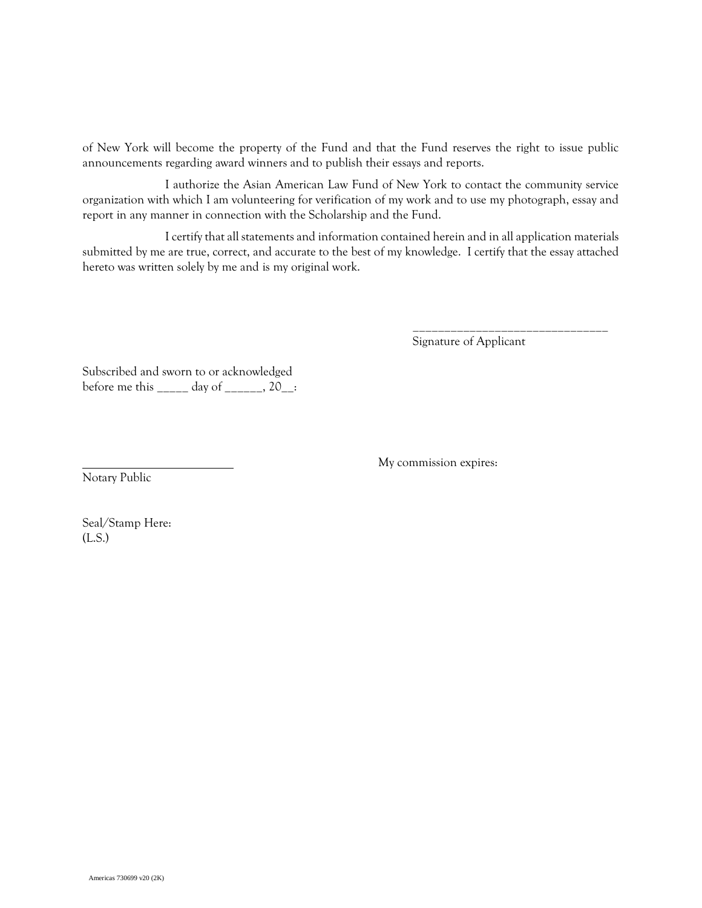of New York will become the property of the Fund and that the Fund reserves the right to issue public announcements regarding award winners and to publish their essays and reports.

I authorize the Asian American Law Fund of New York to contact the community service organization with which I am volunteering for verification of my work and to use my photograph, essay and report in any manner in connection with the Scholarship and the Fund.

I certify that all statements and information contained herein and in all application materials submitted by me are true, correct, and accurate to the best of my knowledge. I certify that the essay attached hereto was written solely by me and is my original work.

\_\_\_\_\_\_\_\_\_\_\_\_\_\_\_\_\_\_\_\_\_\_\_\_\_\_\_\_\_\_\_
Signature of Applicant

Subscribed and sworn to or acknowledged
before me this _____ day of ______, 20__:

\_\_\_\_\_\_\_\_\_\_\_\_\_\_\_\_\_\_\_\_\_\_\_\_\_
Notary Public

My commission expires:

Seal/Stamp Here:
(L.S.)

Americas 730699 v20 (2K)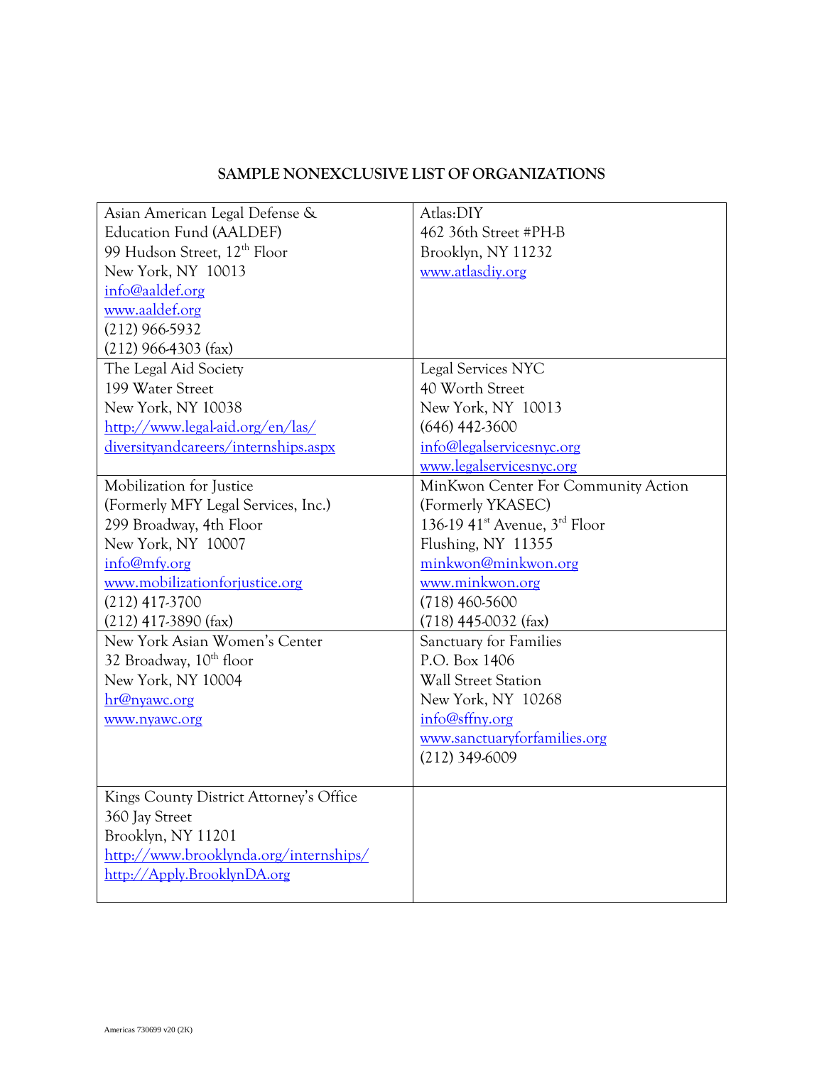**SAMPLE NONEXCLUSIVE LIST OF ORGANIZATIONS**

| | |
|---|---|
| Asian American Legal Defense & Education Fund (AALDEF)<br>99 Hudson Street, 12th Floor<br>New York, NY 10013<br>info@aaldef.org<br>www.aaldef.org<br>(212) 966-5932<br>(212) 966-4303 (fax) | Atlas:DIY<br>462 36th Street #PH-B<br>Brooklyn, NY 11232<br>www.atlasdiy.org |
| The Legal Aid Society<br>199 Water Street<br>New York, NY 10038<br>http://www.legal-aid.org/en/las/diversityandcareers/internships.aspx | Legal Services NYC<br>40 Worth Street<br>New York, NY 10013<br>(646) 442-3600<br>info@legalservicesnyc.org<br>www.legalservicesnyc.org |
| Mobilization for Justice<br>(Formerly MFY Legal Services, Inc.)<br>299 Broadway, 4th Floor<br>New York, NY 10007<br>info@mfy.org<br>www.mobilizationforjustice.org<br>(212) 417-3700<br>(212) 417-3890 (fax) | MinKwon Center For Community Action<br>(Formerly YKASEC)<br>136-19 41st Avenue, 3rd Floor<br>Flushing, NY 11355<br>minkwon@minkwon.org<br>www.minkwon.org<br>(718) 460-5600<br>(718) 445-0032 (fax) |
| New York Asian Women's Center<br>32 Broadway, 10th floor<br>New York, NY 10004<br>hr@nyawc.org<br>www.nyawc.org | Sanctuary for Families<br>P.O. Box 1406<br>Wall Street Station<br>New York, NY 10268<br>info@sffny.org<br>www.sanctuaryforfamilies.org<br>(212) 349-6009 |
| Kings County District Attorney's Office<br>360 Jay Street<br>Brooklyn, NY 11201<br>http://www.brooklynda.org/internships/<br>http://Apply.BrooklynDA.org | |